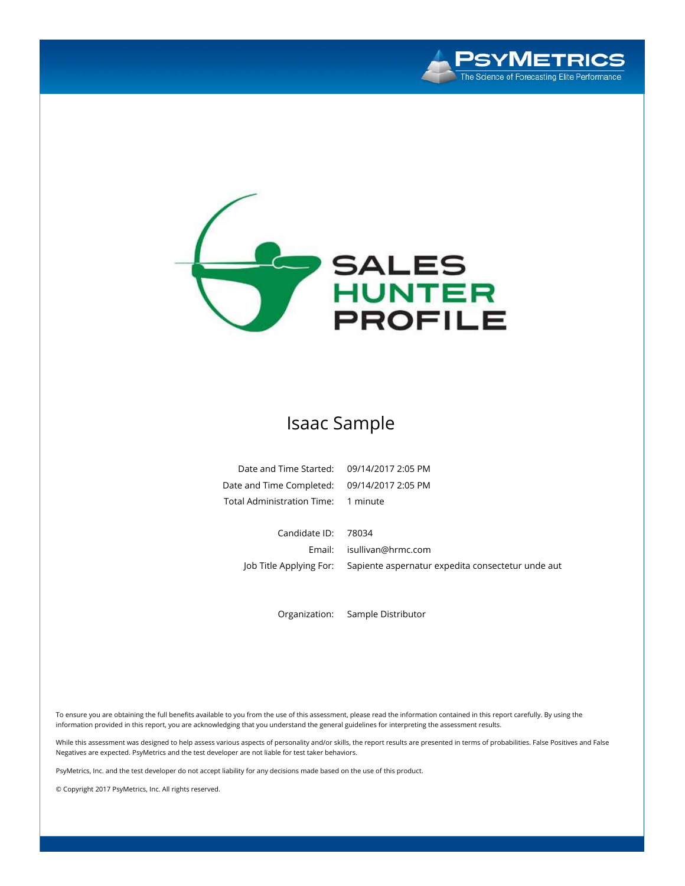PsyMetrics
The Science of Forecasting Elite Performance

# SALES HUNTER PROFILE

## Isaac Sample

| | |
|---|---|
| Date and Time Started: | 09/14/2017 2:05 PM |
| Date and Time Completed: | 09/14/2017 2:05 PM |
| Total Administration Time: | 1 minute |
| Candidate ID: | 78034 |
| Email: | isullivan@hrmc.com |
| Job Title Applying For: | Sapiente aspernatur expedita consectetur unde aut |
| Organization: | Sample Distributor |

To ensure you are obtaining the full benefits available to you from the use of this assessment, please read the information contained in this report carefully. By using the information provided in this report, you are acknowledging that you understand the general guidelines for interpreting the assessment results.

While this assessment was designed to help assess various aspects of personality and/or skills, the report results are presented in terms of probabilities. False Positives and False Negatives are expected. PsyMetrics and the test developer are not liable for test taker behaviors.

PsyMetrics, Inc. and the test developer do not accept liability for any decisions made based on the use of this product.

© Copyright 2017 PsyMetrics, Inc. All rights reserved.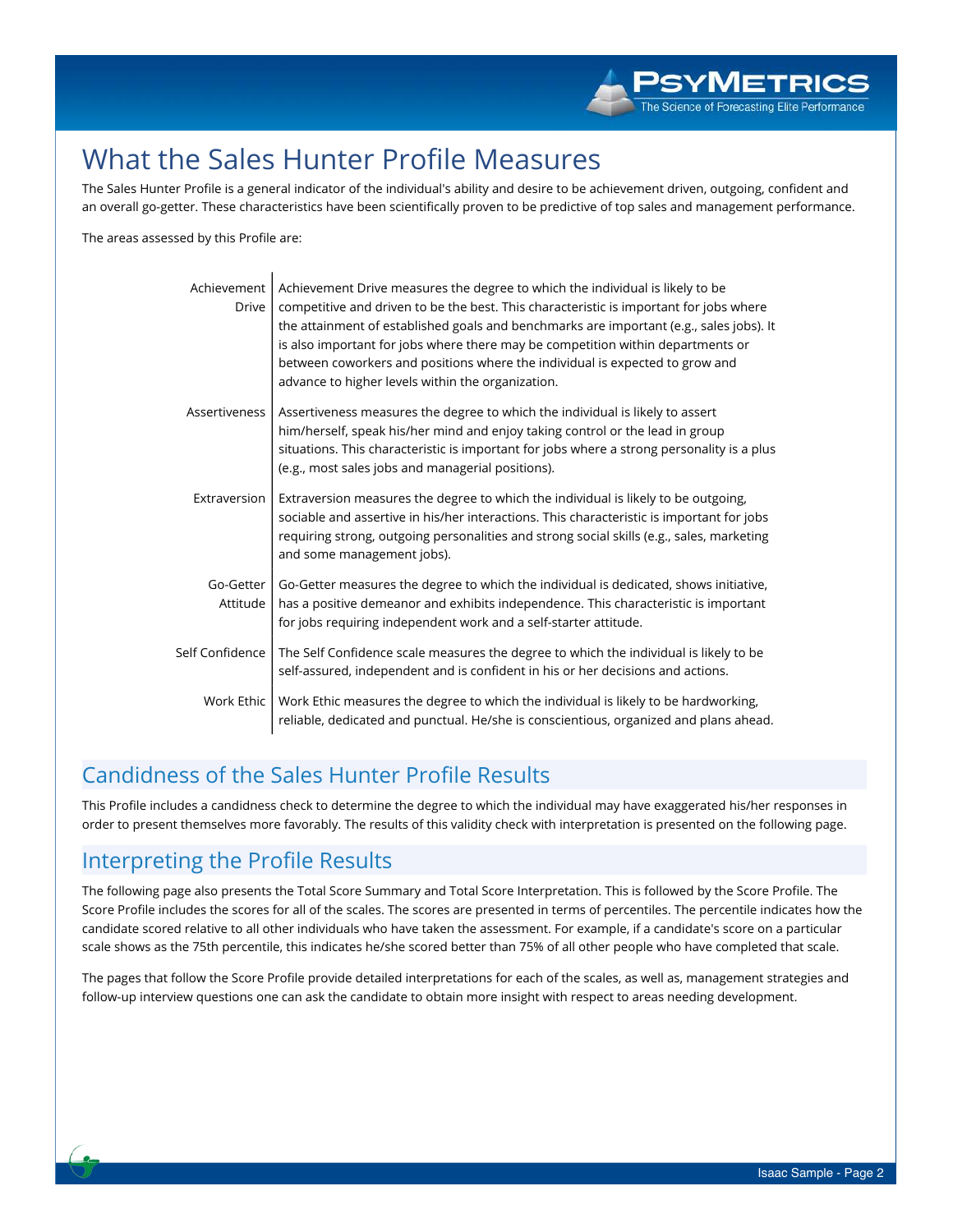# What the Sales Hunter Profile Measures

The Sales Hunter Profile is a general indicator of the individual's ability and desire to be achievement driven, outgoing, confident and an overall go-getter. These characteristics have been scientifically proven to be predictive of top sales and management performance.

The areas assessed by this Profile are:

| | |
|---|---|
| Achievement Drive | Achievement Drive measures the degree to which the individual is likely to be competitive and driven to be the best. This characteristic is important for jobs where the attainment of established goals and benchmarks are important (e.g., sales jobs). It is also important for jobs where there may be competition within departments or between coworkers and positions where the individual is expected to grow and advance to higher levels within the organization. |
| Assertiveness | Assertiveness measures the degree to which the individual is likely to assert him/herself, speak his/her mind and enjoy taking control or the lead in group situations. This characteristic is important for jobs where a strong personality is a plus (e.g., most sales jobs and managerial positions). |
| Extraversion | Extraversion measures the degree to which the individual is likely to be outgoing, sociable and assertive in his/her interactions. This characteristic is important for jobs requiring strong, outgoing personalities and strong social skills (e.g., sales, marketing and some management jobs). |
| Go-Getter Attitude | Go-Getter measures the degree to which the individual is dedicated, shows initiative, has a positive demeanor and exhibits independence. This characteristic is important for jobs requiring independent work and a self-starter attitude. |
| Self Confidence | The Self Confidence scale measures the degree to which the individual is likely to be self-assured, independent and is confident in his or her decisions and actions. |
| Work Ethic | Work Ethic measures the degree to which the individual is likely to be hardworking, reliable, dedicated and punctual. He/she is conscientious, organized and plans ahead. |

## Candidness of the Sales Hunter Profile Results

This Profile includes a candidness check to determine the degree to which the individual may have exaggerated his/her responses in order to present themselves more favorably. The results of this validity check with interpretation is presented on the following page.

## Interpreting the Profile Results

The following page also presents the Total Score Summary and Total Score Interpretation. This is followed by the Score Profile. The Score Profile includes the scores for all of the scales. The scores are presented in terms of percentiles. The percentile indicates how the candidate scored relative to all other individuals who have taken the assessment. For example, if a candidate's score on a particular scale shows as the 75th percentile, this indicates he/she scored better than 75% of all other people who have completed that scale.

The pages that follow the Score Profile provide detailed interpretations for each of the scales, as well as, management strategies and follow-up interview questions one can ask the candidate to obtain more insight with respect to areas needing development.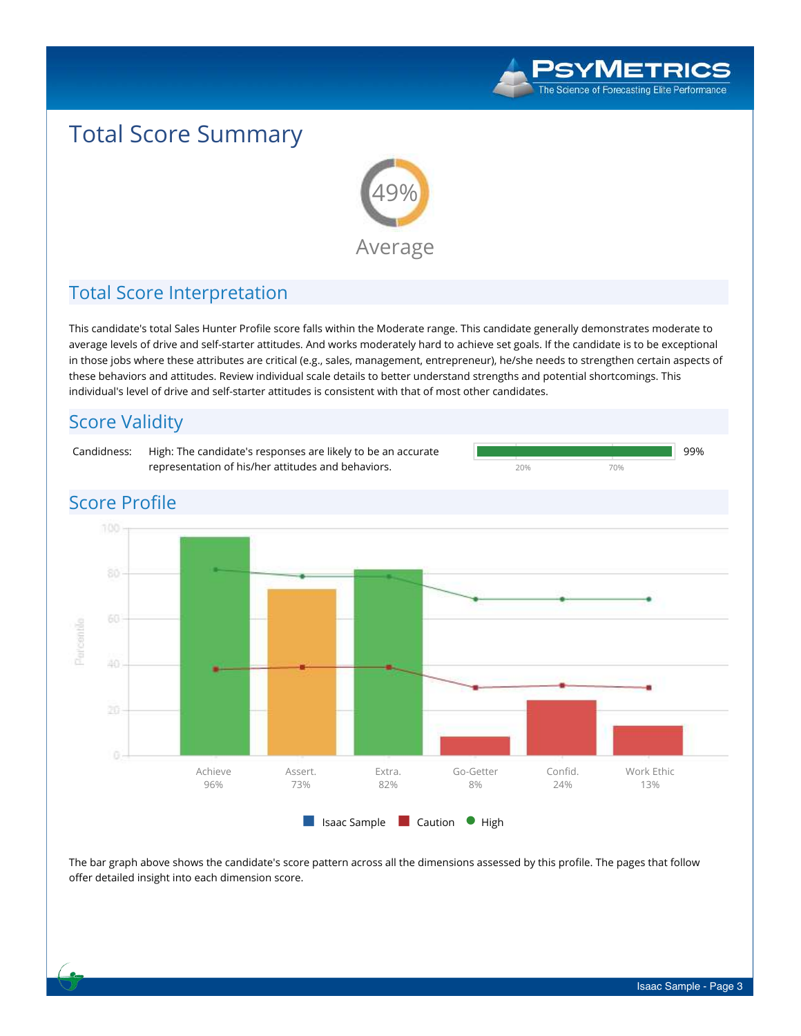# Total Score Summary

49%

Average

## Total Score Interpretation

This candidate's total Sales Hunter Profile score falls within the Moderate range. This candidate generally demonstrates moderate to average levels of drive and self-starter attitudes. And works moderately hard to achieve set goals. If the candidate is to be exceptional in those jobs where these attributes are critical (e.g., sales, management, entrepreneur), he/she needs to strengthen certain aspects of these behaviors and attitudes. Review individual scale details to better understand strengths and potential shortcomings. This individual's level of drive and self-starter attitudes is consistent with that of most other candidates.

## Score Validity

Candidness: High: The candidate's responses are likely to be an accurate representation of his/her attitudes and behaviors.

20%
70%
99%

## Score Profile

Percentile
100
80
60
40
20
0

Achieve 96%
Assert. 73%
Extra. 82%
Go-Getter 8%
Confid. 24%
Work Ethic 13%

Isaac Sample
Caution
High

The bar graph above shows the candidate's score pattern across all the dimensions assessed by this profile. The pages that follow offer detailed insight into each dimension score.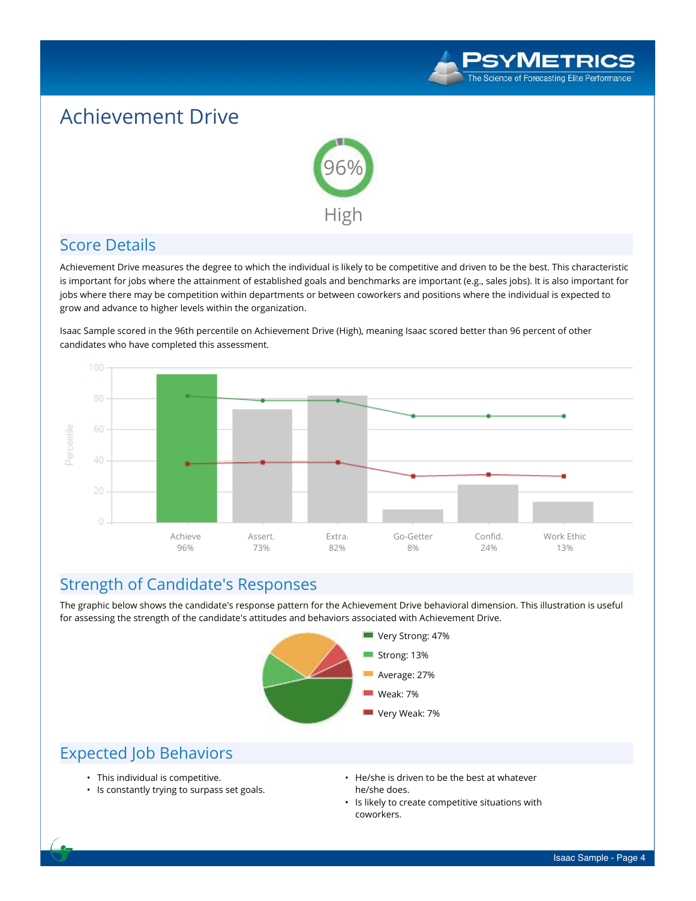# Achievement Drive

96%

High

## Score Details

Achievement Drive measures the degree to which the individual is likely to be competitive and driven to be the best. This characteristic is important for jobs where the attainment of established goals and benchmarks are important (e.g., sales jobs). It is also important for jobs where there may be competition within departments or between coworkers and positions where the individual is expected to grow and advance to higher levels within the organization.

Isaac Sample scored in the 96th percentile on Achievement Drive (High), meaning Isaac scored better than 96 percent of other candidates who have completed this assessment.

Percentile

100
80
60
40
20
0

Achieve 96%
Assert. 73%
Extra. 82%
Go-Getter 8%
Confid. 24%
Work Ethic 13%

## Strength of Candidate's Responses

The graphic below shows the candidate's response pattern for the Achievement Drive behavioral dimension. This illustration is useful for assessing the strength of the candidate's attitudes and behaviors associated with Achievement Drive.

Very Strong: 47%
Strong: 13%
Average: 27%
Weak: 7%
Very Weak: 7%

## Expected Job Behaviors

- This individual is competitive.
- Is constantly trying to surpass set goals.
- He/she is driven to be the best at whatever he/she does.
- Is likely to create competitive situations with coworkers.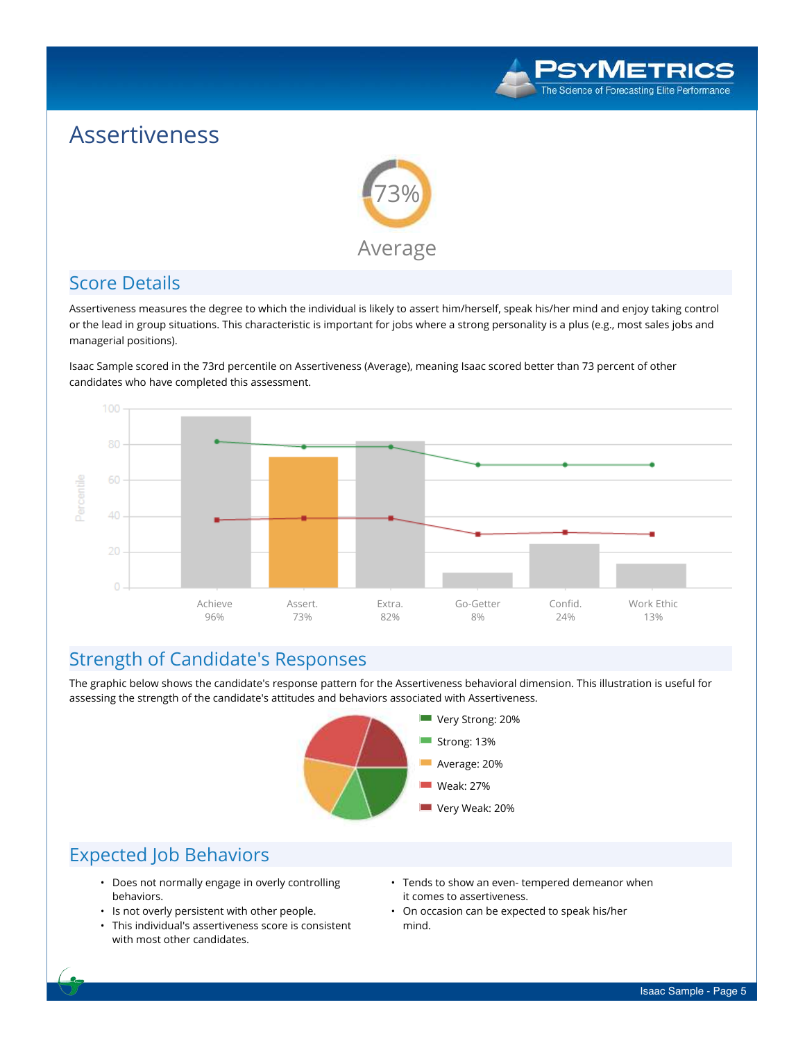# Assertiveness

73%

Average

## Score Details

Assertiveness measures the degree to which the individual is likely to assert him/herself, speak his/her mind and enjoy taking control or the lead in group situations. This characteristic is important for jobs where a strong personality is a plus (e.g., most sales jobs and managerial positions).

Isaac Sample scored in the 73rd percentile on Assertiveness (Average), meaning Isaac scored better than 73 percent of other candidates who have completed this assessment.

Percentile

100
80
60
40
20
0

Achieve 96%
Assert. 73%
Extra. 82%
Go-Getter 8%
Confid. 24%
Work Ethic 13%

## Strength of Candidate's Responses

The graphic below shows the candidate's response pattern for the Assertiveness behavioral dimension. This illustration is useful for assessing the strength of the candidate's attitudes and behaviors associated with Assertiveness.

Very Strong: 20%
Strong: 13%
Average: 20%
Weak: 27%
Very Weak: 20%

## Expected Job Behaviors

- Does not normally engage in overly controlling behaviors.
- Is not overly persistent with other people.
- This individual's assertiveness score is consistent with most other candidates.
- Tends to show an even- tempered demeanor when it comes to assertiveness.
- On occasion can be expected to speak his/her mind.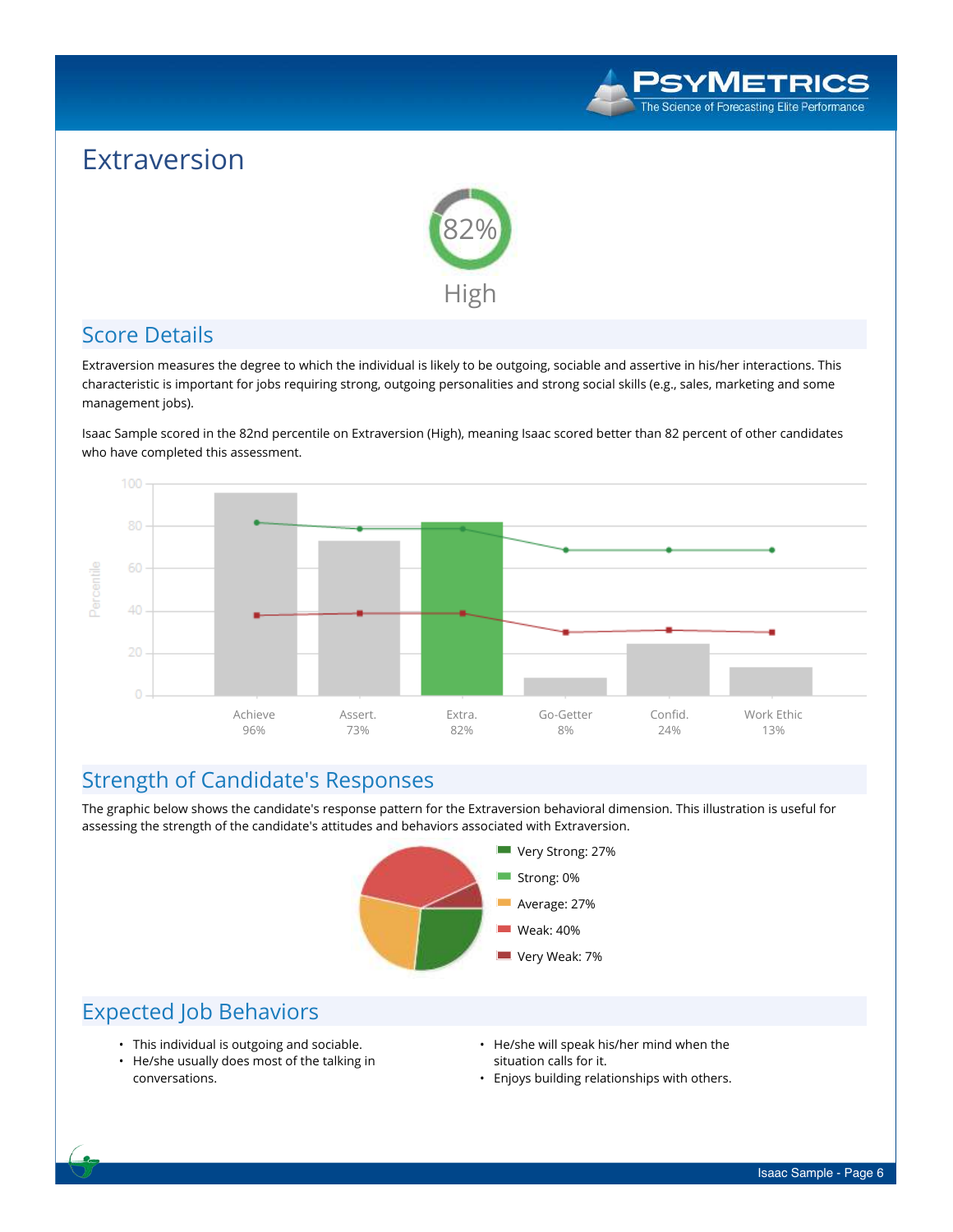# Extraversion

82%

High

## Score Details

Extraversion measures the degree to which the individual is likely to be outgoing, sociable and assertive in his/her interactions. This characteristic is important for jobs requiring strong, outgoing personalities and strong social skills (e.g., sales, marketing and some management jobs).

Isaac Sample scored in the 82nd percentile on Extraversion (High), meaning Isaac scored better than 82 percent of other candidates who have completed this assessment.

Percentile
100
80
60
40
20
0

Achieve 96%
Assert. 73%
Extra. 82%
Go-Getter 8%
Confid. 24%
Work Ethic 13%

## Strength of Candidate's Responses

The graphic below shows the candidate's response pattern for the Extraversion behavioral dimension. This illustration is useful for assessing the strength of the candidate's attitudes and behaviors associated with Extraversion.

Very Strong: 27%
Strong: 0%
Average: 27%
Weak: 40%
Very Weak: 7%

## Expected Job Behaviors

- This individual is outgoing and sociable.
- He/she usually does most of the talking in conversations.
- He/she will speak his/her mind when the situation calls for it.
- Enjoys building relationships with others.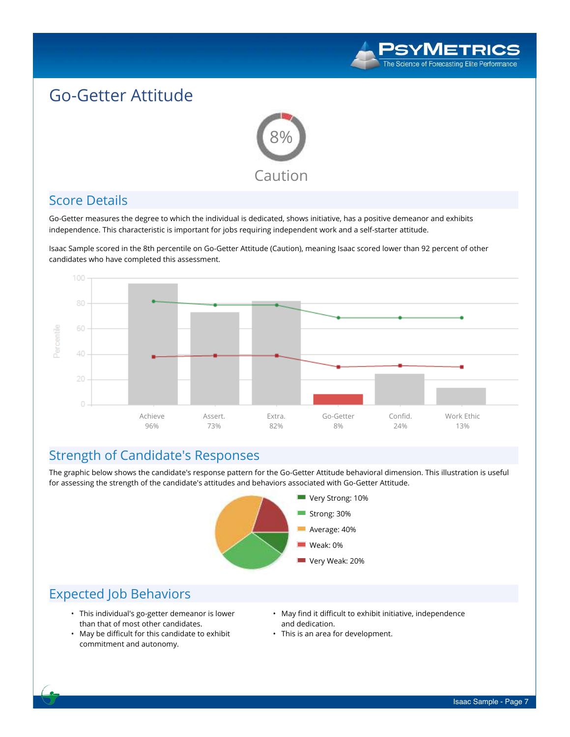# Go-Getter Attitude

8%

Caution

## Score Details

Go-Getter measures the degree to which the individual is dedicated, shows initiative, has a positive demeanor and exhibits independence. This characteristic is important for jobs requiring independent work and a self-starter attitude.

Isaac Sample scored in the 8th percentile on Go-Getter Attitude (Caution), meaning Isaac scored lower than 92 percent of other candidates who have completed this assessment.

Percentile

100
80
60
40
20
0

Achieve 96%
Assert. 73%
Extra. 82%
Go-Getter 8%
Confid. 24%
Work Ethic 13%

## Strength of Candidate's Responses

The graphic below shows the candidate's response pattern for the Go-Getter Attitude behavioral dimension. This illustration is useful for assessing the strength of the candidate's attitudes and behaviors associated with Go-Getter Attitude.

Very Strong: 10%
Strong: 30%
Average: 40%
Weak: 0%
Very Weak: 20%

## Expected Job Behaviors

- This individual's go-getter demeanor is lower than that of most other candidates.
- May be difficult for this candidate to exhibit commitment and autonomy.
- May find it difficult to exhibit initiative, independence and dedication.
- This is an area for development.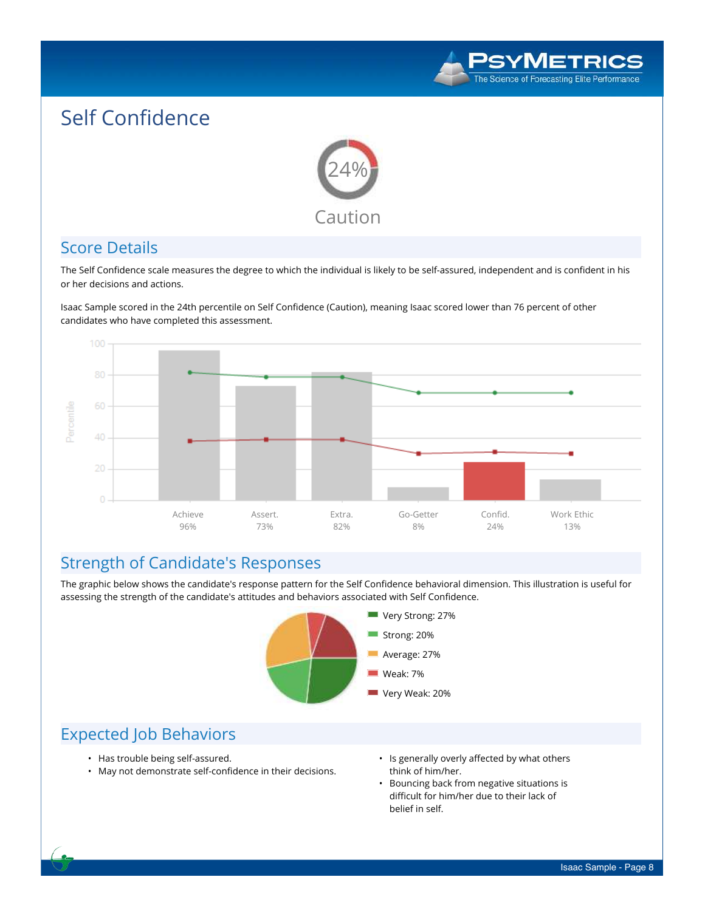# Self Confidence

24%

Caution

## Score Details

The Self Confidence scale measures the degree to which the individual is likely to be self-assured, independent and is confident in his or her decisions and actions.

Isaac Sample scored in the 24th percentile on Self Confidence (Caution), meaning Isaac scored lower than 76 percent of other candidates who have completed this assessment.

Percentile

100
80
60
40
20
0

Achieve
96%

Assert.
73%

Extra.
82%

Go-Getter
8%

Confid.
24%

Work Ethic
13%

## Strength of Candidate's Responses

The graphic below shows the candidate's response pattern for the Self Confidence behavioral dimension. This illustration is useful for assessing the strength of the candidate's attitudes and behaviors associated with Self Confidence.

Very Strong: 27%
Strong: 20%
Average: 27%
Weak: 7%
Very Weak: 20%

## Expected Job Behaviors

- Has trouble being self-assured.
- May not demonstrate self-confidence in their decisions.
- Is generally overly affected by what others think of him/her.
- Bouncing back from negative situations is difficult for him/her due to their lack of belief in self.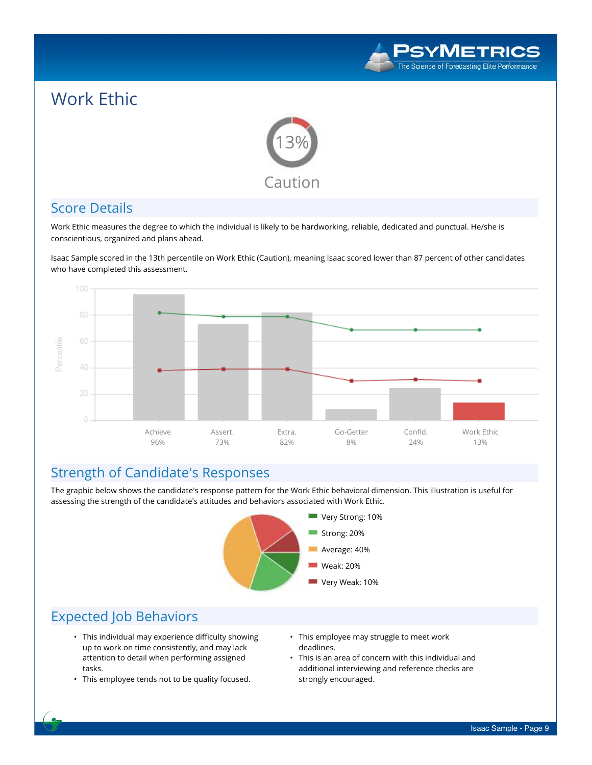# Work Ethic

13%

Caution

## Score Details

Work Ethic measures the degree to which the individual is likely to be hardworking, reliable, dedicated and punctual. He/she is conscientious, organized and plans ahead.

Isaac Sample scored in the 13th percentile on Work Ethic (Caution), meaning Isaac scored lower than 87 percent of other candidates who have completed this assessment.

Percentile

100
80
60
40
20
0

Achieve
96%

Assert.
73%

Extra.
82%

Go-Getter
8%

Confid.
24%

Work Ethic
13%

## Strength of Candidate's Responses

The graphic below shows the candidate's response pattern for the Work Ethic behavioral dimension. This illustration is useful for assessing the strength of the candidate's attitudes and behaviors associated with Work Ethic.

Very Strong: 10%
Strong: 20%
Average: 40%
Weak: 20%
Very Weak: 10%

## Expected Job Behaviors

- This individual may experience difficulty showing up to work on time consistently, and may lack attention to detail when performing assigned tasks.
- This employee tends not to be quality focused.
- This employee may struggle to meet work deadlines.
- This is an area of concern with this individual and additional interviewing and reference checks are strongly encouraged.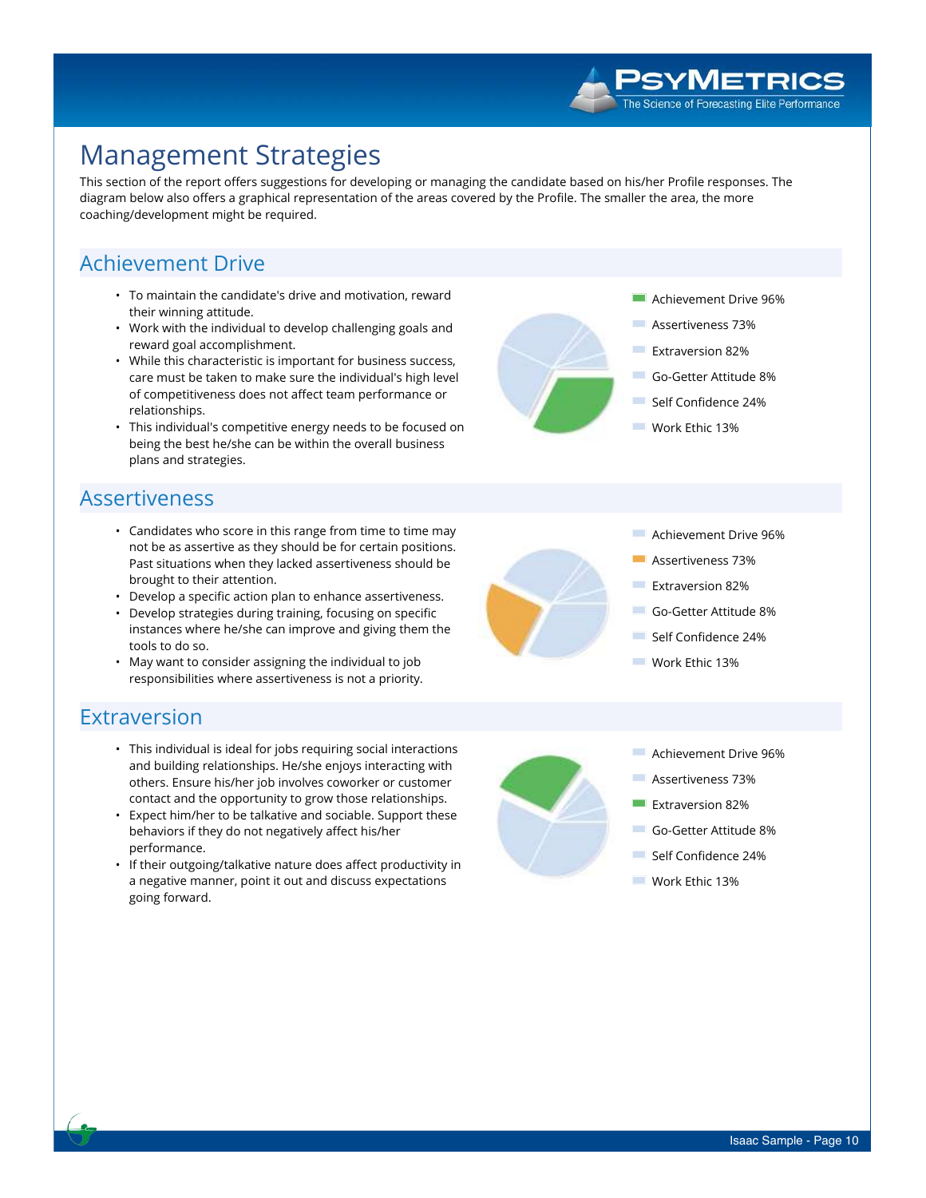# Management Strategies

This section of the report offers suggestions for developing or managing the candidate based on his/her Profile responses. The diagram below also offers a graphical representation of the areas covered by the Profile. The smaller the area, the more coaching/development might be required.

## Achievement Drive

- To maintain the candidate's drive and motivation, reward their winning attitude.
- Work with the individual to develop challenging goals and reward goal accomplishment.
- While this characteristic is important for business success, care must be taken to make sure the individual's high level of competitiveness does not affect team performance or relationships.
- This individual's competitive energy needs to be focused on being the best he/she can be within the overall business plans and strategies.

Achievement Drive 96%
Assertiveness 73%
Extraversion 82%
Go-Getter Attitude 8%
Self Confidence 24%
Work Ethic 13%

## Assertiveness

- Candidates who score in this range from time to time may not be as assertive as they should be for certain positions. Past situations when they lacked assertiveness should be brought to their attention.
- Develop a specific action plan to enhance assertiveness.
- Develop strategies during training, focusing on specific instances where he/she can improve and giving them the tools to do so.
- May want to consider assigning the individual to job responsibilities where assertiveness is not a priority.

Achievement Drive 96%
Assertiveness 73%
Extraversion 82%
Go-Getter Attitude 8%
Self Confidence 24%
Work Ethic 13%

## Extraversion

- This individual is ideal for jobs requiring social interactions and building relationships. He/she enjoys interacting with others. Ensure his/her job involves coworker or customer contact and the opportunity to grow those relationships.
- Expect him/her to be talkative and sociable. Support these behaviors if they do not negatively affect his/her performance.
- If their outgoing/talkative nature does affect productivity in a negative manner, point it out and discuss expectations going forward.

Achievement Drive 96%
Assertiveness 73%
Extraversion 82%
Go-Getter Attitude 8%
Self Confidence 24%
Work Ethic 13%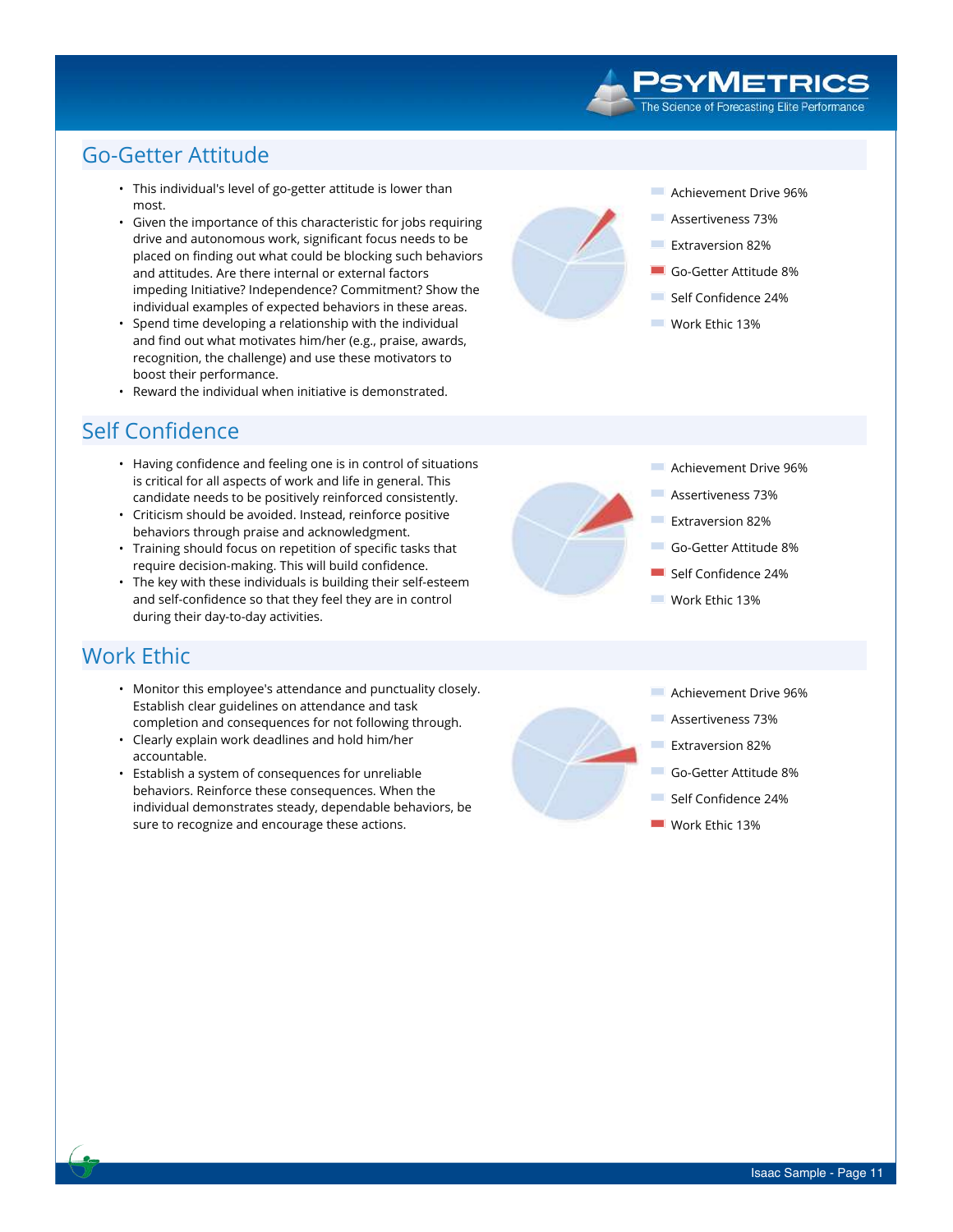## Go-Getter Attitude

- This individual's level of go-getter attitude is lower than most.
- Given the importance of this characteristic for jobs requiring drive and autonomous work, significant focus needs to be placed on finding out what could be blocking such behaviors and attitudes. Are there internal or external factors impeding Initiative? Independence? Commitment? Show the individual examples of expected behaviors in these areas.
- Spend time developing a relationship with the individual and find out what motivates him/her (e.g., praise, awards, recognition, the challenge) and use these motivators to boost their performance.
- Reward the individual when initiative is demonstrated.

Achievement Drive 96%
Assertiveness 73%
Extraversion 82%
Go-Getter Attitude 8%
Self Confidence 24%
Work Ethic 13%

## Self Confidence

- Having confidence and feeling one is in control of situations is critical for all aspects of work and life in general. This candidate needs to be positively reinforced consistently.
- Criticism should be avoided. Instead, reinforce positive behaviors through praise and acknowledgment.
- Training should focus on repetition of specific tasks that require decision-making. This will build confidence.
- The key with these individuals is building their self-esteem and self-confidence so that they feel they are in control during their day-to-day activities.

Achievement Drive 96%
Assertiveness 73%
Extraversion 82%
Go-Getter Attitude 8%
Self Confidence 24%
Work Ethic 13%

## Work Ethic

- Monitor this employee's attendance and punctuality closely. Establish clear guidelines on attendance and task completion and consequences for not following through.
- Clearly explain work deadlines and hold him/her accountable.
- Establish a system of consequences for unreliable behaviors. Reinforce these consequences. When the individual demonstrates steady, dependable behaviors, be sure to recognize and encourage these actions.

Achievement Drive 96%
Assertiveness 73%
Extraversion 82%
Go-Getter Attitude 8%
Self Confidence 24%
Work Ethic 13%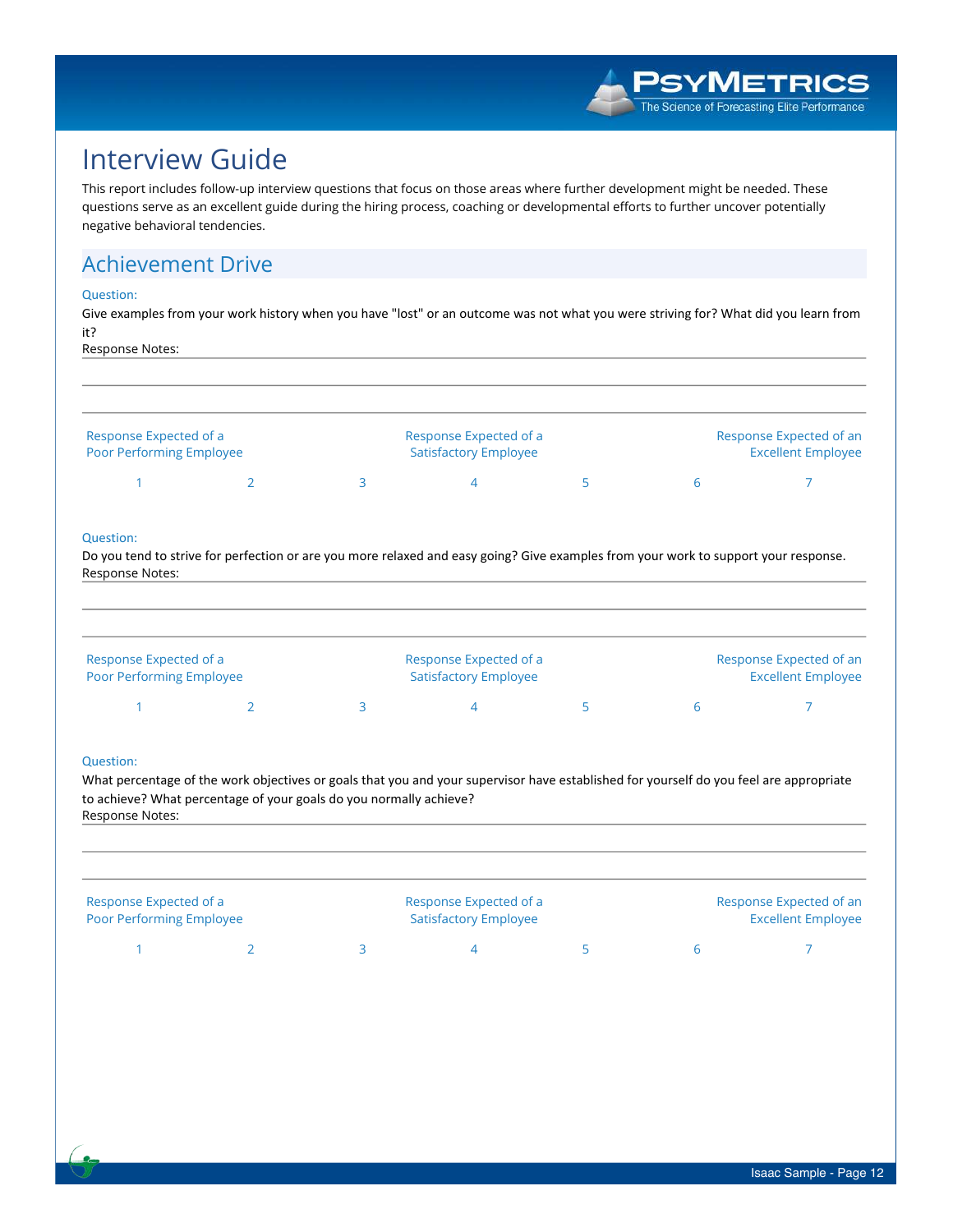# Interview Guide

This report includes follow-up interview questions that focus on those areas where further development might be needed. These questions serve as an excellent guide during the hiring process, coaching or developmental efforts to further uncover potentially negative behavioral tendencies.

## Achievement Drive

Question:

Give examples from your work history when you have "lost" or an outcome was not what you were striving for? What did you learn from it?

Response Notes:

| Response Expected of a Poor Performing Employee | | | Response Expected of a Satisfactory Employee | | | Response Expected of an Excellent Employee |
|---|---|---|---|---|---|---|
| 1 | 2 | 3 | 4 | 5 | 6 | 7 |

Question:

Do you tend to strive for perfection or are you more relaxed and easy going? Give examples from your work to support your response.

Response Notes:

| Response Expected of a Poor Performing Employee | | | Response Expected of a Satisfactory Employee | | | Response Expected of an Excellent Employee |
|---|---|---|---|---|---|---|
| 1 | 2 | 3 | 4 | 5 | 6 | 7 |

Question:

What percentage of the work objectives or goals that you and your supervisor have established for yourself do you feel are appropriate to achieve? What percentage of your goals do you normally achieve?

Response Notes:

| Response Expected of a Poor Performing Employee | | | Response Expected of a Satisfactory Employee | | | Response Expected of an Excellent Employee |
|---|---|---|---|---|---|---|
| 1 | 2 | 3 | 4 | 5 | 6 | 7 |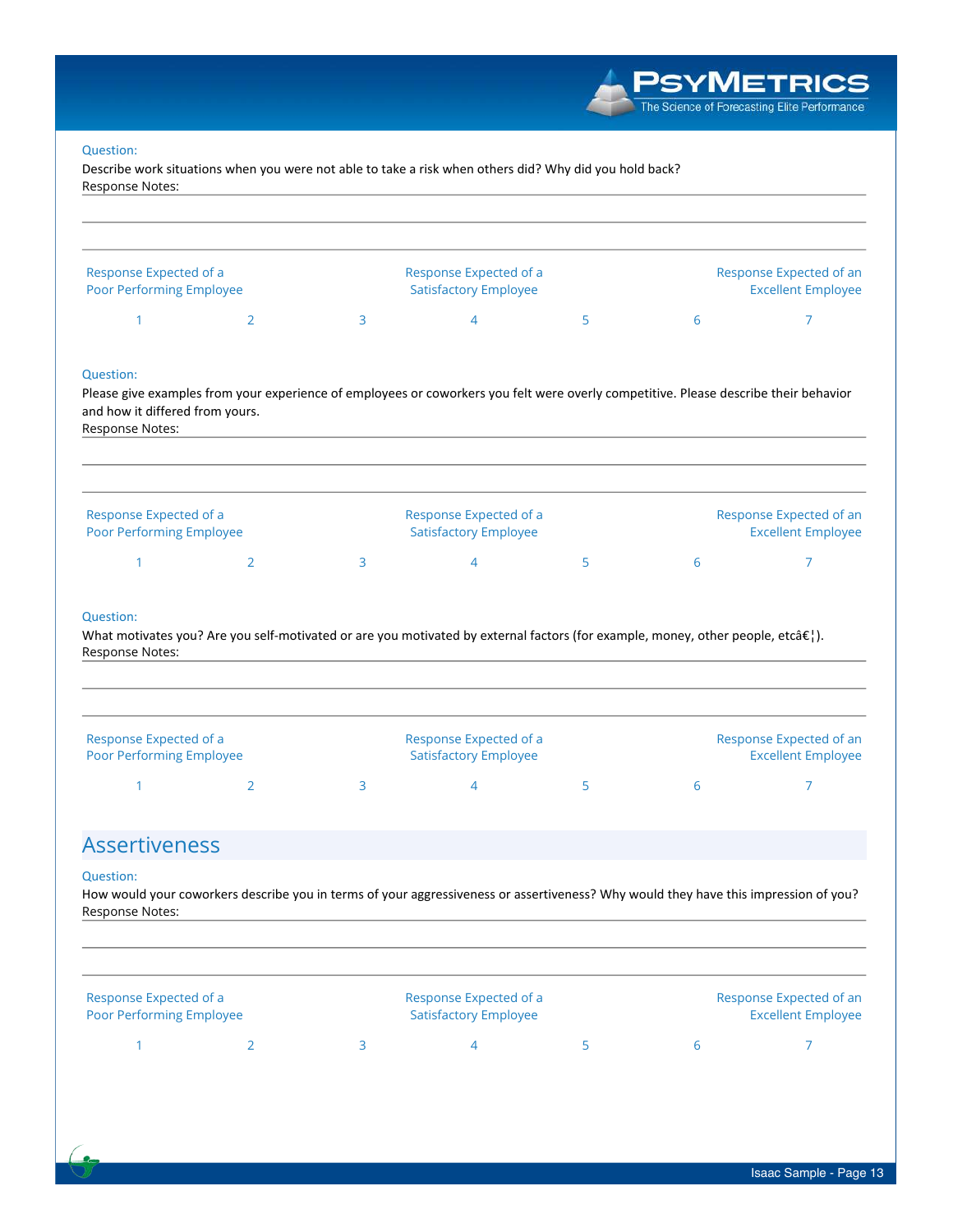Question:

Describe work situations when you were not able to take a risk when others did? Why did you hold back?

Response Notes:

| Response Expected of a Poor Performing Employee | | | Response Expected of a Satisfactory Employee | | | Response Expected of an Excellent Employee |
|---|---|---|---|---|---|---|
| 1 | 2 | 3 | 4 | 5 | 6 | 7 |

Question:

Please give examples from your experience of employees or coworkers you felt were overly competitive. Please describe their behavior and how it differed from yours.

Response Notes:

| Response Expected of a Poor Performing Employee | | | Response Expected of a Satisfactory Employee | | | Response Expected of an Excellent Employee |
|---|---|---|---|---|---|---|
| 1 | 2 | 3 | 4 | 5 | 6 | 7 |

Question:

What motivates you? Are you self-motivated or are you motivated by external factors (for example, money, other people, etcâ€¦).

Response Notes:

| Response Expected of a Poor Performing Employee | | | Response Expected of a Satisfactory Employee | | | Response Expected of an Excellent Employee |
|---|---|---|---|---|---|---|
| 1 | 2 | 3 | 4 | 5 | 6 | 7 |

## Assertiveness

Question:

How would your coworkers describe you in terms of your aggressiveness or assertiveness? Why would they have this impression of you?

Response Notes:

| Response Expected of a Poor Performing Employee | | | Response Expected of a Satisfactory Employee | | | Response Expected of an Excellent Employee |
|---|---|---|---|---|---|---|
| 1 | 2 | 3 | 4 | 5 | 6 | 7 |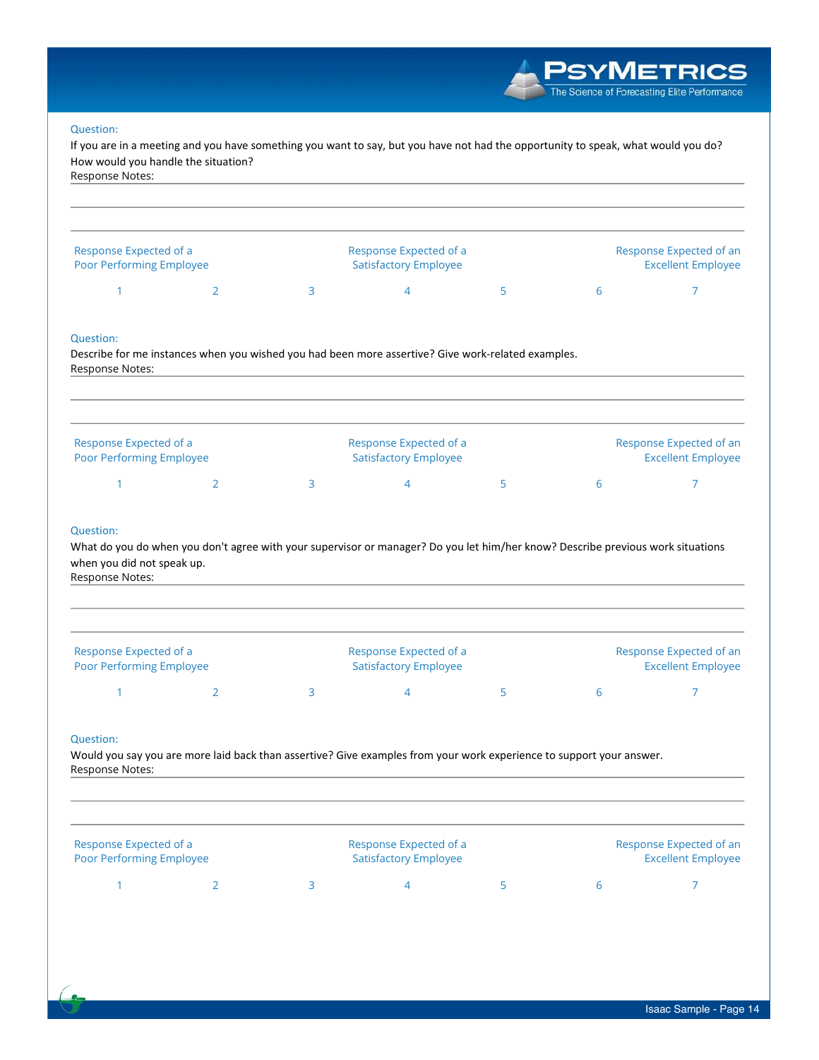Question:

If you are in a meeting and you have something you want to say, but you have not had the opportunity to speak, what would you do? How would you handle the situation?

Response Notes:

| Response Expected of a Poor Performing Employee | | | Response Expected of a Satisfactory Employee | | | Response Expected of an Excellent Employee |
|---|---|---|---|---|---|---|
| 1 | 2 | 3 | 4 | 5 | 6 | 7 |

Question:

Describe for me instances when you wished you had been more assertive? Give work-related examples.

Response Notes:

| Response Expected of a Poor Performing Employee | | | Response Expected of a Satisfactory Employee | | | Response Expected of an Excellent Employee |
|---|---|---|---|---|---|---|
| 1 | 2 | 3 | 4 | 5 | 6 | 7 |

Question:

What do you do when you don't agree with your supervisor or manager? Do you let him/her know? Describe previous work situations when you did not speak up.

Response Notes:

| Response Expected of a Poor Performing Employee | | | Response Expected of a Satisfactory Employee | | | Response Expected of an Excellent Employee |
|---|---|---|---|---|---|---|
| 1 | 2 | 3 | 4 | 5 | 6 | 7 |

Question:

Would you say you are more laid back than assertive? Give examples from your work experience to support your answer.

Response Notes:

| Response Expected of a Poor Performing Employee | | | Response Expected of a Satisfactory Employee | | | Response Expected of an Excellent Employee |
|---|---|---|---|---|---|---|
| 1 | 2 | 3 | 4 | 5 | 6 | 7 |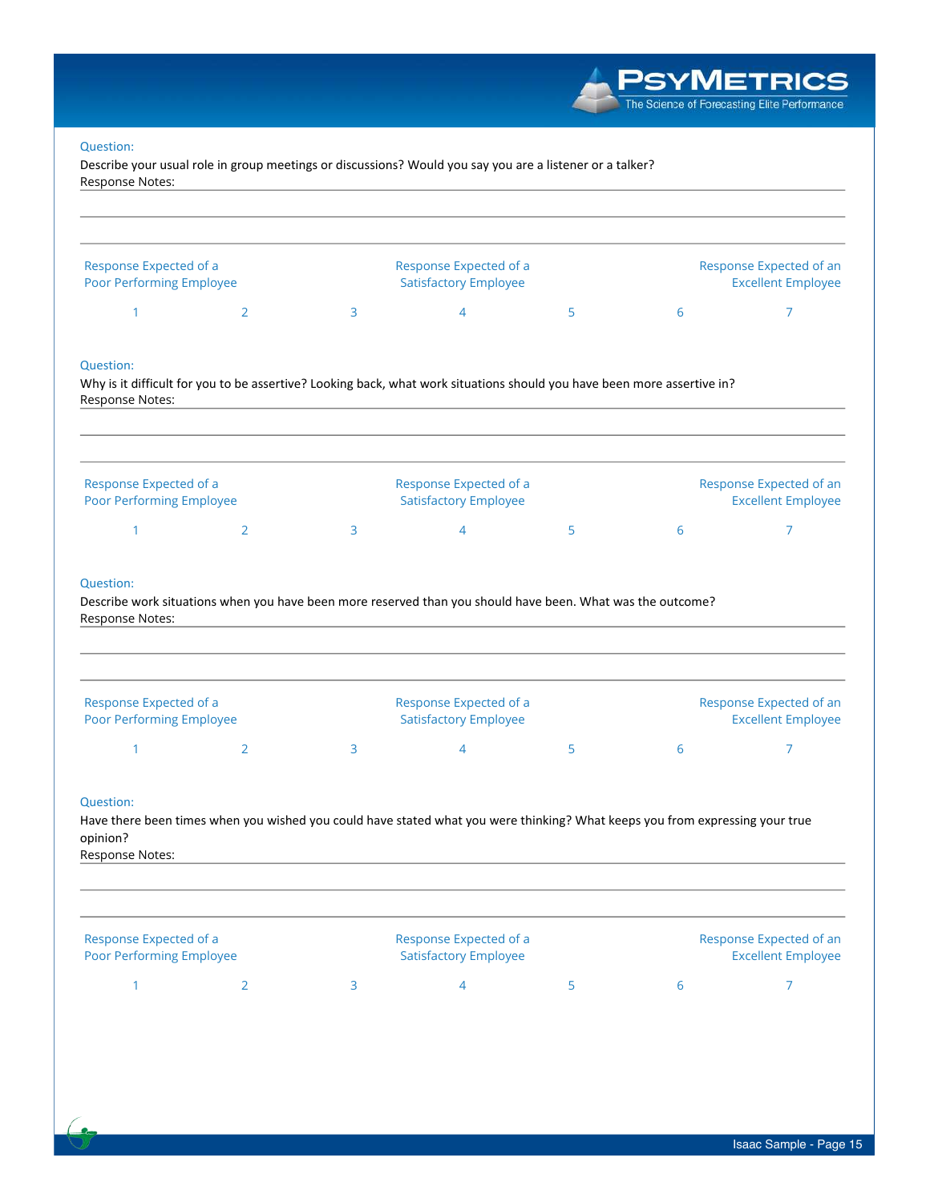Question:

Describe your usual role in group meetings or discussions? Would you say you are a listener or a talker?

Response Notes:

| Response Expected of a Poor Performing Employee | | | Response Expected of a Satisfactory Employee | | | Response Expected of an Excellent Employee |
|---|---|---|---|---|---|---|
| 1 | 2 | 3 | 4 | 5 | 6 | 7 |

Question:

Why is it difficult for you to be assertive? Looking back, what work situations should you have been more assertive in?

Response Notes:

| Response Expected of a Poor Performing Employee | | | Response Expected of a Satisfactory Employee | | | Response Expected of an Excellent Employee |
|---|---|---|---|---|---|---|
| 1 | 2 | 3 | 4 | 5 | 6 | 7 |

Question:

Describe work situations when you have been more reserved than you should have been. What was the outcome?

Response Notes:

| Response Expected of a Poor Performing Employee | | | Response Expected of a Satisfactory Employee | | | Response Expected of an Excellent Employee |
|---|---|---|---|---|---|---|
| 1 | 2 | 3 | 4 | 5 | 6 | 7 |

Question:

Have there been times when you wished you could have stated what you were thinking? What keeps you from expressing your true opinion?

Response Notes:

| Response Expected of a Poor Performing Employee | | | Response Expected of a Satisfactory Employee | | | Response Expected of an Excellent Employee |
|---|---|---|---|---|---|---|
| 1 | 2 | 3 | 4 | 5 | 6 | 7 |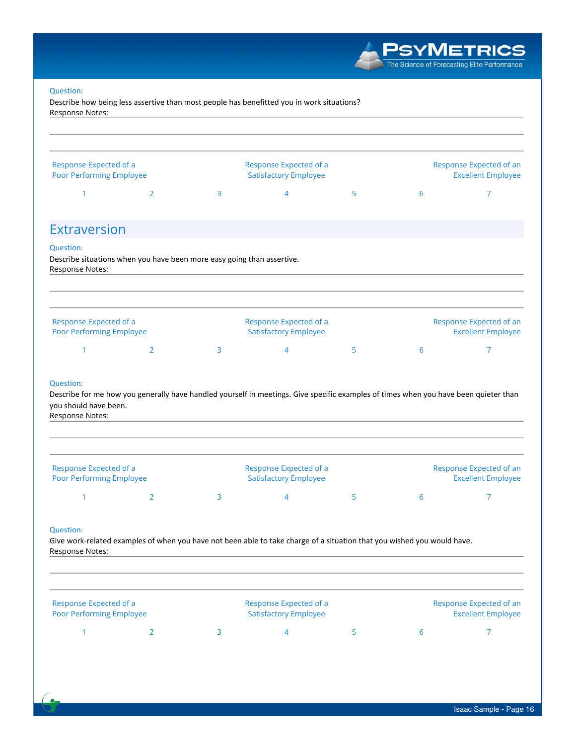Question:

Describe how being less assertive than most people has benefitted you in work situations?

Response Notes:

| Response Expected of a Poor Performing Employee | | | Response Expected of a Satisfactory Employee | | | Response Expected of an Excellent Employee |
|---|---|---|---|---|---|---|
| 1 | 2 | 3 | 4 | 5 | 6 | 7 |

## Extraversion

Question:

Describe situations when you have been more easy going than assertive.

Response Notes:

| Response Expected of a Poor Performing Employee | | | Response Expected of a Satisfactory Employee | | | Response Expected of an Excellent Employee |
|---|---|---|---|---|---|---|
| 1 | 2 | 3 | 4 | 5 | 6 | 7 |

Question:

Describe for me how you generally have handled yourself in meetings. Give specific examples of times when you have been quieter than you should have been.

Response Notes:

| Response Expected of a Poor Performing Employee | | | Response Expected of a Satisfactory Employee | | | Response Expected of an Excellent Employee |
|---|---|---|---|---|---|---|
| 1 | 2 | 3 | 4 | 5 | 6 | 7 |

Question:

Give work-related examples of when you have not been able to take charge of a situation that you wished you would have.

Response Notes:

| Response Expected of a Poor Performing Employee | | | Response Expected of a Satisfactory Employee | | | Response Expected of an Excellent Employee |
|---|---|---|---|---|---|---|
| 1 | 2 | 3 | 4 | 5 | 6 | 7 |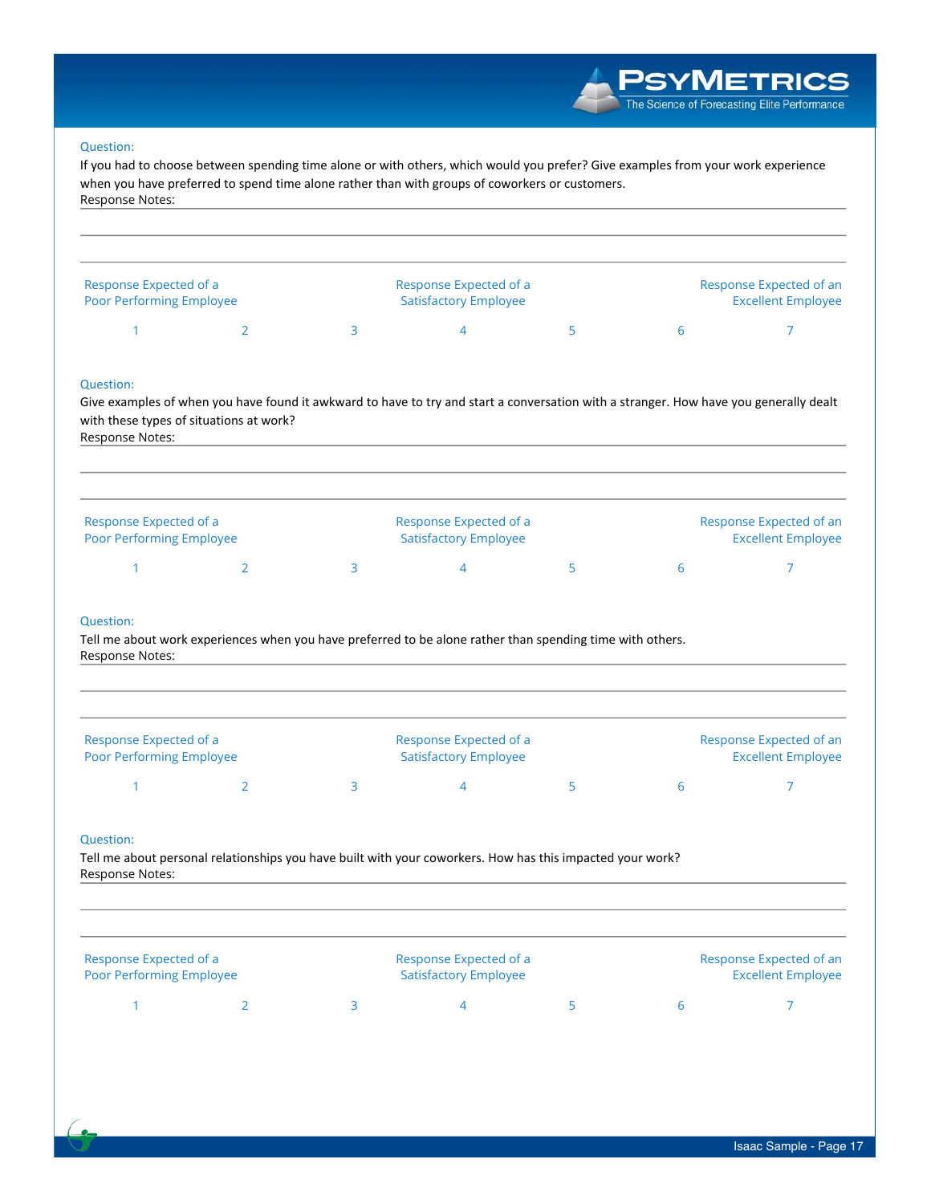Question:

If you had to choose between spending time alone or with others, which would you prefer? Give examples from your work experience when you have preferred to spend time alone rather than with groups of coworkers or customers.

Response Notes:

| Response Expected of a Poor Performing Employee | | | Response Expected of a Satisfactory Employee | | | Response Expected of an Excellent Employee |
|---|---|---|---|---|---|---|
| 1 | 2 | 3 | 4 | 5 | 6 | 7 |

Question:

Give examples of when you have found it awkward to have to try and start a conversation with a stranger. How have you generally dealt with these types of situations at work?

Response Notes:

| Response Expected of a Poor Performing Employee | | | Response Expected of a Satisfactory Employee | | | Response Expected of an Excellent Employee |
|---|---|---|---|---|---|---|
| 1 | 2 | 3 | 4 | 5 | 6 | 7 |

Question:

Tell me about work experiences when you have preferred to be alone rather than spending time with others.

Response Notes:

| Response Expected of a Poor Performing Employee | | | Response Expected of a Satisfactory Employee | | | Response Expected of an Excellent Employee |
|---|---|---|---|---|---|---|
| 1 | 2 | 3 | 4 | 5 | 6 | 7 |

Question:

Tell me about personal relationships you have built with your coworkers. How has this impacted your work?

Response Notes:

| Response Expected of a Poor Performing Employee | | | Response Expected of a Satisfactory Employee | | | Response Expected of an Excellent Employee |
|---|---|---|---|---|---|---|
| 1 | 2 | 3 | 4 | 5 | 6 | 7 |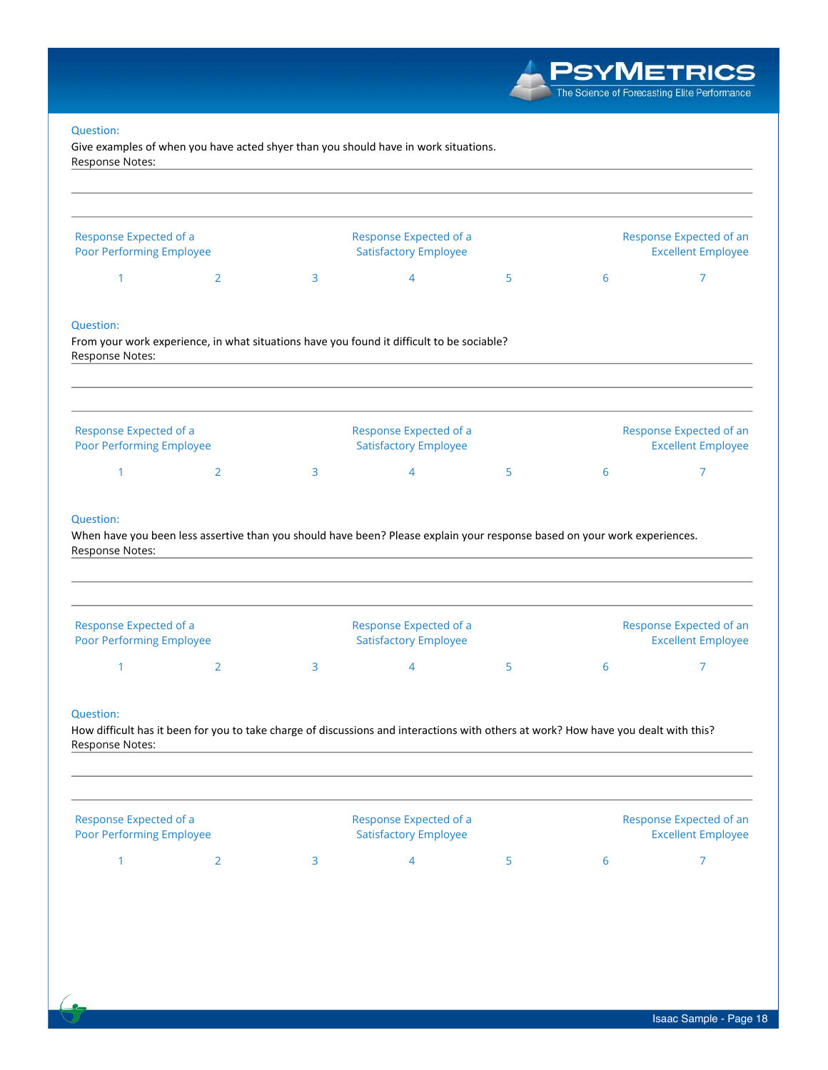Question:
Give examples of when you have acted shyer than you should have in work situations.
Response Notes:

| Response Expected of a Poor Performing Employee | | | Response Expected of a Satisfactory Employee | | | Response Expected of an Excellent Employee |
|---|---|---|---|---|---|---|
| 1 | 2 | 3 | 4 | 5 | 6 | 7 |

Question:
From your work experience, in what situations have you found it difficult to be sociable?
Response Notes:

| Response Expected of a Poor Performing Employee | | | Response Expected of a Satisfactory Employee | | | Response Expected of an Excellent Employee |
|---|---|---|---|---|---|---|
| 1 | 2 | 3 | 4 | 5 | 6 | 7 |

Question:
When have you been less assertive than you should have been? Please explain your response based on your work experiences.
Response Notes:

| Response Expected of a Poor Performing Employee | | | Response Expected of a Satisfactory Employee | | | Response Expected of an Excellent Employee |
|---|---|---|---|---|---|---|
| 1 | 2 | 3 | 4 | 5 | 6 | 7 |

Question:
How difficult has it been for you to take charge of discussions and interactions with others at work? How have you dealt with this?
Response Notes:

| Response Expected of a Poor Performing Employee | | | Response Expected of a Satisfactory Employee | | | Response Expected of an Excellent Employee |
|---|---|---|---|---|---|---|
| 1 | 2 | 3 | 4 | 5 | 6 | 7 |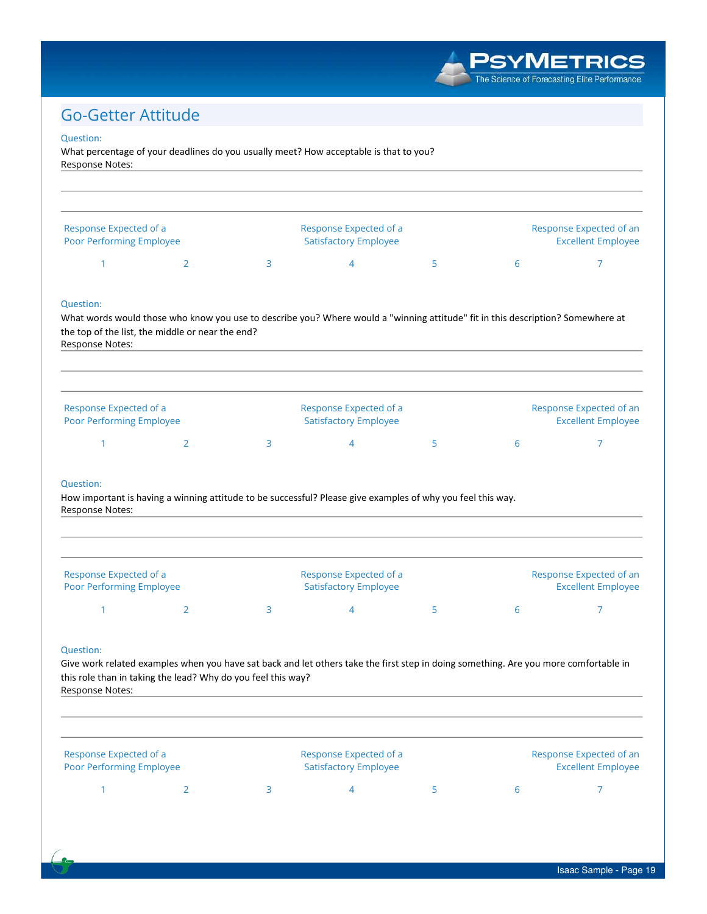## Go-Getter Attitude

Question:
What percentage of your deadlines do you usually meet? How acceptable is that to you?
Response Notes:

| Response Expected of a Poor Performing Employee | | | Response Expected of a Satisfactory Employee | | | Response Expected of an Excellent Employee |
|---|---|---|---|---|---|---|
| 1 | 2 | 3 | 4 | 5 | 6 | 7 |

Question:
What words would those who know you use to describe you? Where would a "winning attitude" fit in this description? Somewhere at the top of the list, the middle or near the end?
Response Notes:

| Response Expected of a Poor Performing Employee | | | Response Expected of a Satisfactory Employee | | | Response Expected of an Excellent Employee |
|---|---|---|---|---|---|---|
| 1 | 2 | 3 | 4 | 5 | 6 | 7 |

Question:
How important is having a winning attitude to be successful? Please give examples of why you feel this way.
Response Notes:

| Response Expected of a Poor Performing Employee | | | Response Expected of a Satisfactory Employee | | | Response Expected of an Excellent Employee |
|---|---|---|---|---|---|---|
| 1 | 2 | 3 | 4 | 5 | 6 | 7 |

Question:
Give work related examples when you have sat back and let others take the first step in doing something. Are you more comfortable in this role than in taking the lead? Why do you feel this way?
Response Notes:

| Response Expected of a Poor Performing Employee | | | Response Expected of a Satisfactory Employee | | | Response Expected of an Excellent Employee |
|---|---|---|---|---|---|---|
| 1 | 2 | 3 | 4 | 5 | 6 | 7 |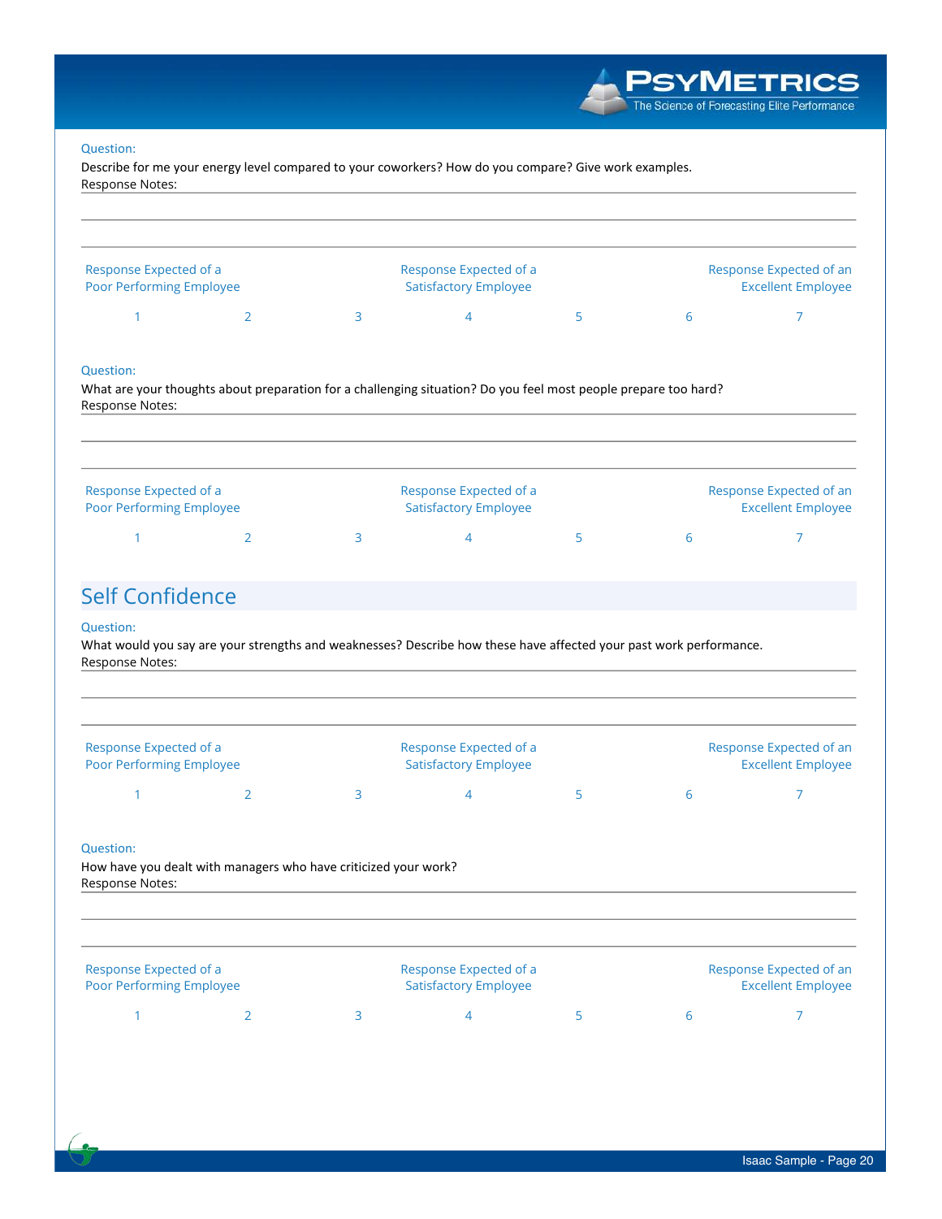Question:

Describe for me your energy level compared to your coworkers? How do you compare? Give work examples.

Response Notes:

| Response Expected of a Poor Performing Employee | | | Response Expected of a Satisfactory Employee | | | Response Expected of an Excellent Employee |
|---|---|---|---|---|---|---|
| 1 | 2 | 3 | 4 | 5 | 6 | 7 |

Question:

What are your thoughts about preparation for a challenging situation? Do you feel most people prepare too hard?

Response Notes:

| Response Expected of a Poor Performing Employee | | | Response Expected of a Satisfactory Employee | | | Response Expected of an Excellent Employee |
|---|---|---|---|---|---|---|
| 1 | 2 | 3 | 4 | 5 | 6 | 7 |

## Self Confidence

Question:

What would you say are your strengths and weaknesses? Describe how these have affected your past work performance.

Response Notes:

| Response Expected of a Poor Performing Employee | | | Response Expected of a Satisfactory Employee | | | Response Expected of an Excellent Employee |
|---|---|---|---|---|---|---|
| 1 | 2 | 3 | 4 | 5 | 6 | 7 |

Question:

How have you dealt with managers who have criticized your work?

Response Notes:

| Response Expected of a Poor Performing Employee | | | Response Expected of a Satisfactory Employee | | | Response Expected of an Excellent Employee |
|---|---|---|---|---|---|---|
| 1 | 2 | 3 | 4 | 5 | 6 | 7 |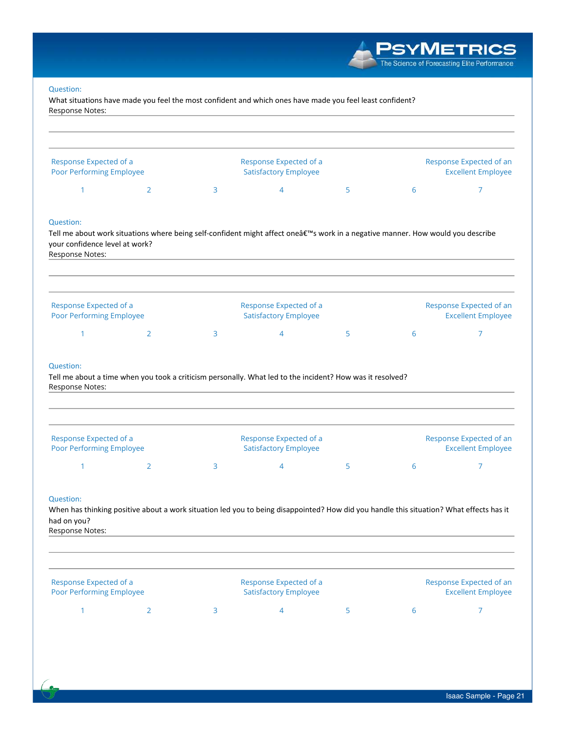Question:
What situations have made you feel the most confident and which ones have made you feel least confident?
Response Notes:

| Response Expected of a Poor Performing Employee | | | Response Expected of a Satisfactory Employee | | | Response Expected of an Excellent Employee |
|---|---|---|---|---|---|---|
| 1 | 2 | 3 | 4 | 5 | 6 | 7 |

Question:
Tell me about work situations where being self-confident might affect oneâ€™s work in a negative manner. How would you describe your confidence level at work?
Response Notes:

| Response Expected of a Poor Performing Employee | | | Response Expected of a Satisfactory Employee | | | Response Expected of an Excellent Employee |
|---|---|---|---|---|---|---|
| 1 | 2 | 3 | 4 | 5 | 6 | 7 |

Question:
Tell me about a time when you took a criticism personally. What led to the incident? How was it resolved?
Response Notes:

| Response Expected of a Poor Performing Employee | | | Response Expected of a Satisfactory Employee | | | Response Expected of an Excellent Employee |
|---|---|---|---|---|---|---|
| 1 | 2 | 3 | 4 | 5 | 6 | 7 |

Question:
When has thinking positive about a work situation led you to being disappointed? How did you handle this situation? What effects has it had on you?
Response Notes:

| Response Expected of a Poor Performing Employee | | | Response Expected of a Satisfactory Employee | | | Response Expected of an Excellent Employee |
|---|---|---|---|---|---|---|
| 1 | 2 | 3 | 4 | 5 | 6 | 7 |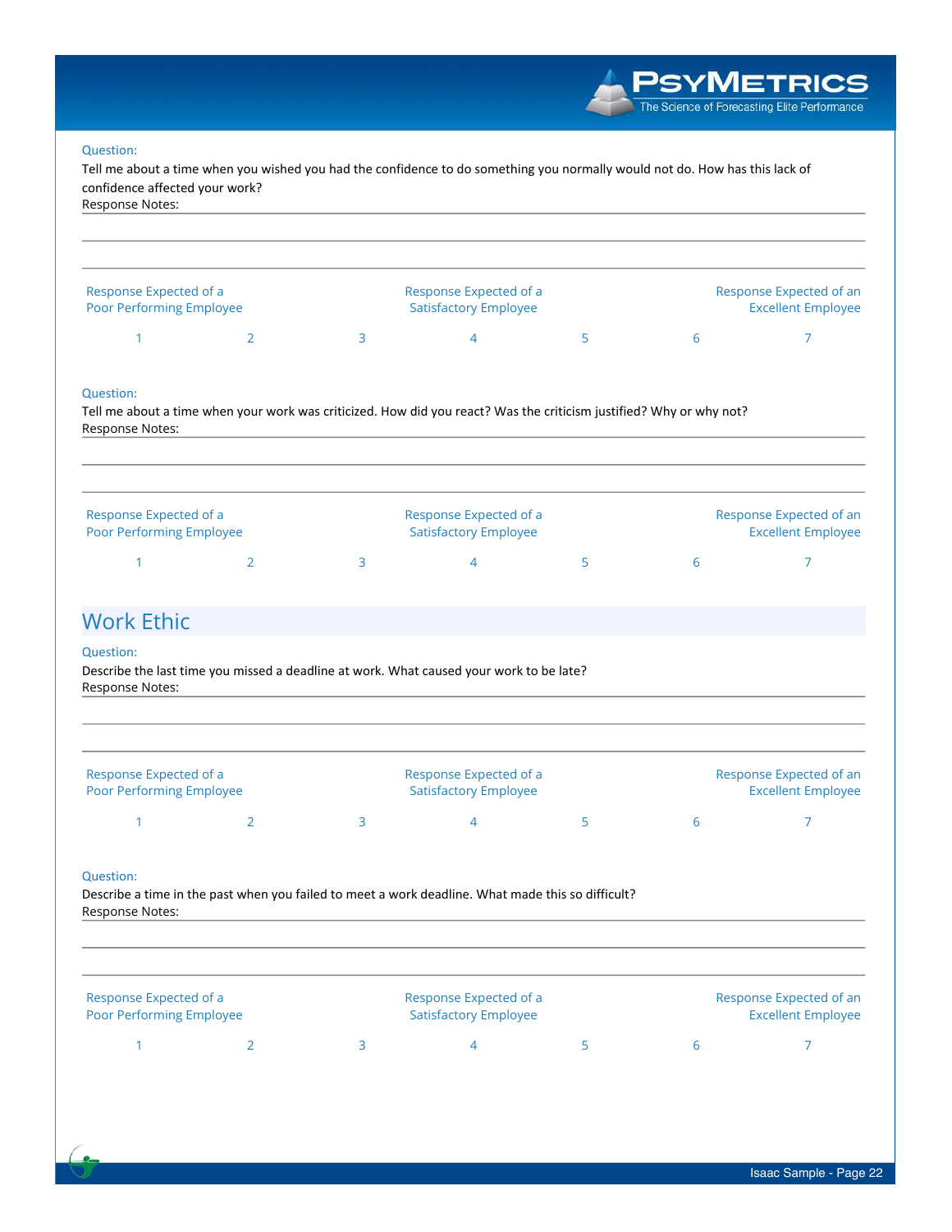Question:

Tell me about a time when you wished you had the confidence to do something you normally would not do. How has this lack of confidence affected your work?

Response Notes:

| Response Expected of a Poor Performing Employee | | | Response Expected of a Satisfactory Employee | | | Response Expected of an Excellent Employee |
|---|---|---|---|---|---|---|
| 1 | 2 | 3 | 4 | 5 | 6 | 7 |

Question:

Tell me about a time when your work was criticized. How did you react? Was the criticism justified? Why or why not?

Response Notes:

| Response Expected of a Poor Performing Employee | | | Response Expected of a Satisfactory Employee | | | Response Expected of an Excellent Employee |
|---|---|---|---|---|---|---|
| 1 | 2 | 3 | 4 | 5 | 6 | 7 |

## Work Ethic

Question:

Describe the last time you missed a deadline at work. What caused your work to be late?

Response Notes:

| Response Expected of a Poor Performing Employee | | | Response Expected of a Satisfactory Employee | | | Response Expected of an Excellent Employee |
|---|---|---|---|---|---|---|
| 1 | 2 | 3 | 4 | 5 | 6 | 7 |

Question:

Describe a time in the past when you failed to meet a work deadline. What made this so difficult?

Response Notes:

| Response Expected of a Poor Performing Employee | | | Response Expected of a Satisfactory Employee | | | Response Expected of an Excellent Employee |
|---|---|---|---|---|---|---|
| 1 | 2 | 3 | 4 | 5 | 6 | 7 |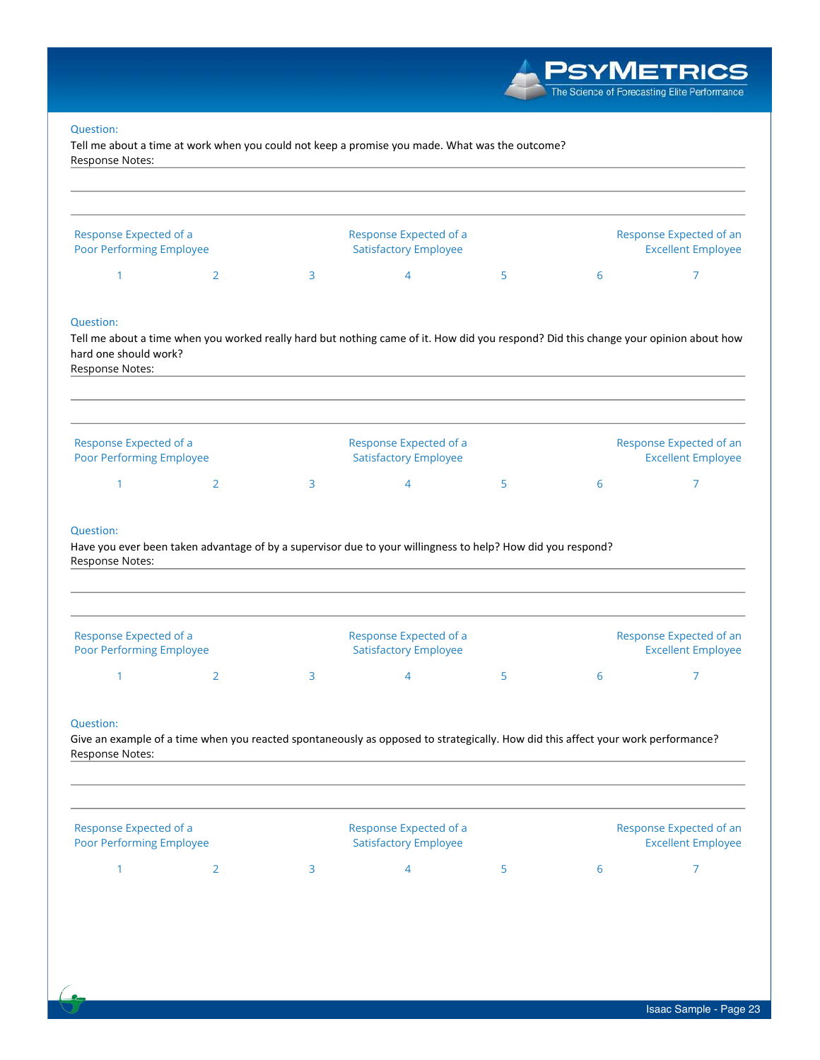Question:

Tell me about a time at work when you could not keep a promise you made. What was the outcome?

Response Notes:

| Response Expected of a Poor Performing Employee | | | Response Expected of a Satisfactory Employee | | | Response Expected of an Excellent Employee |
|---|---|---|---|---|---|---|
| 1 | 2 | 3 | 4 | 5 | 6 | 7 |

Question:

Tell me about a time when you worked really hard but nothing came of it. How did you respond? Did this change your opinion about how hard one should work?

Response Notes:

| Response Expected of a Poor Performing Employee | | | Response Expected of a Satisfactory Employee | | | Response Expected of an Excellent Employee |
|---|---|---|---|---|---|---|
| 1 | 2 | 3 | 4 | 5 | 6 | 7 |

Question:

Have you ever been taken advantage of by a supervisor due to your willingness to help? How did you respond?

Response Notes:

| Response Expected of a Poor Performing Employee | | | Response Expected of a Satisfactory Employee | | | Response Expected of an Excellent Employee |
|---|---|---|---|---|---|---|
| 1 | 2 | 3 | 4 | 5 | 6 | 7 |

Question:

Give an example of a time when you reacted spontaneously as opposed to strategically. How did this affect your work performance?

Response Notes:

| Response Expected of a Poor Performing Employee | | | Response Expected of a Satisfactory Employee | | | Response Expected of an Excellent Employee |
|---|---|---|---|---|---|---|
| 1 | 2 | 3 | 4 | 5 | 6 | 7 |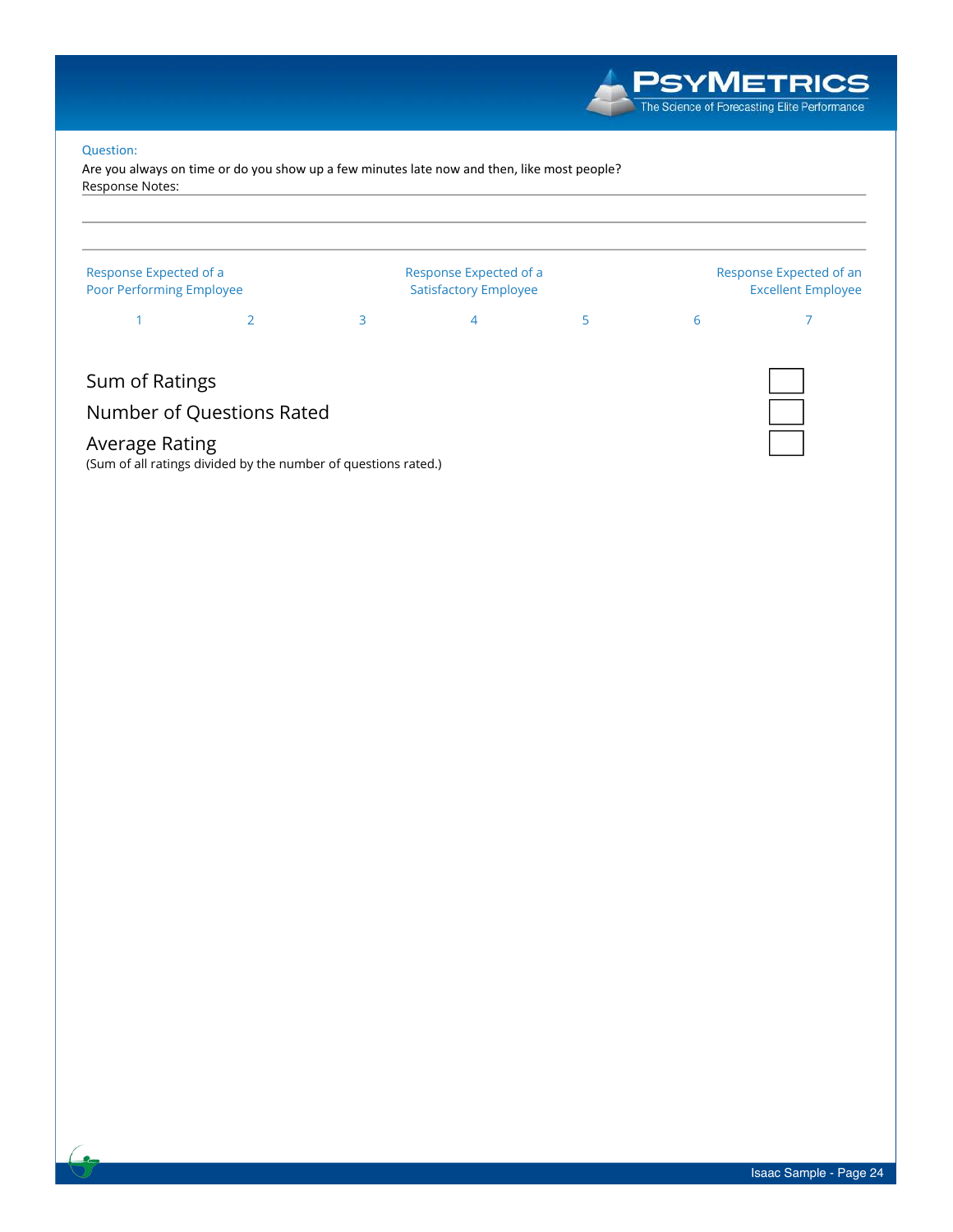Question:

Are you always on time or do you show up a few minutes late now and then, like most people?

Response Notes:

| Response Expected of a Poor Performing Employee | | | Response Expected of a Satisfactory Employee | | | Response Expected of an Excellent Employee |
|---|---|---|---|---|---|---|
| 1 | 2 | 3 | 4 | 5 | 6 | 7 |

Sum of Ratings

Number of Questions Rated

Average Rating

(Sum of all ratings divided by the number of questions rated.)